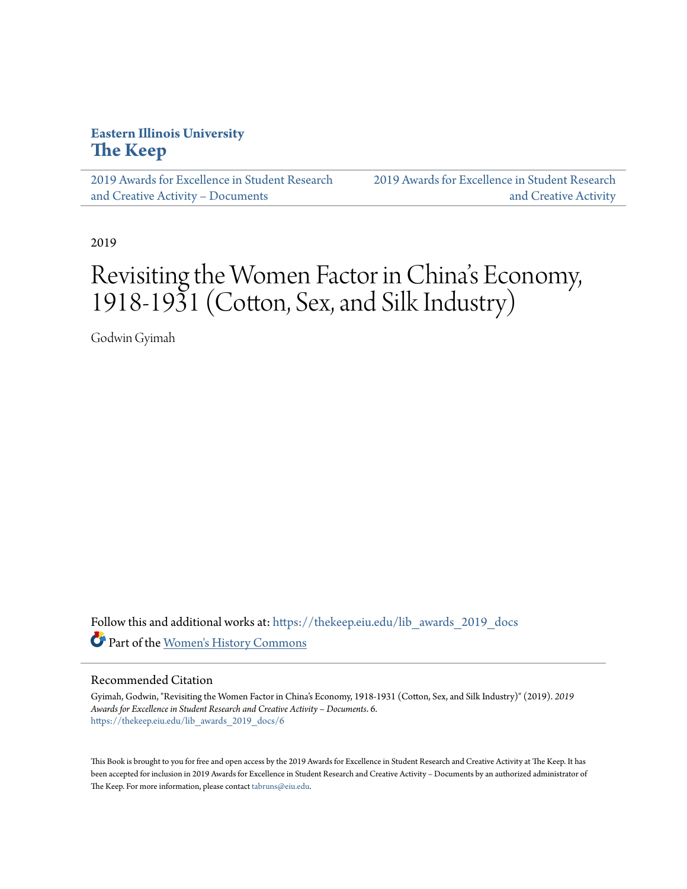Eastern Illinois University

**The Keep**

2019 Awards for Excellence in Student Research and Creative Activity – Documents

2019 Awards for Excellence in Student Research and Creative Activity

2019

# Revisiting the Women Factor in China's Economy, 1918-1931 (Cotton, Sex, and Silk Industry)

Godwin Gyimah

Follow this and additional works at: https://thekeep.eiu.edu/lib_awards_2019_docs

Part of the Women's History Commons

## Recommended Citation

Gyimah, Godwin, "Revisiting the Women Factor in China's Economy, 1918-1931 (Cotton, Sex, and Silk Industry)" (2019). *2019 Awards for Excellence in Student Research and Creative Activity – Documents*. 6.
https://thekeep.eiu.edu/lib_awards_2019_docs/6

This Book is brought to you for free and open access by the 2019 Awards for Excellence in Student Research and Creative Activity at The Keep. It has been accepted for inclusion in 2019 Awards for Excellence in Student Research and Creative Activity – Documents by an authorized administrator of The Keep. For more information, please contact tabruns@eiu.edu.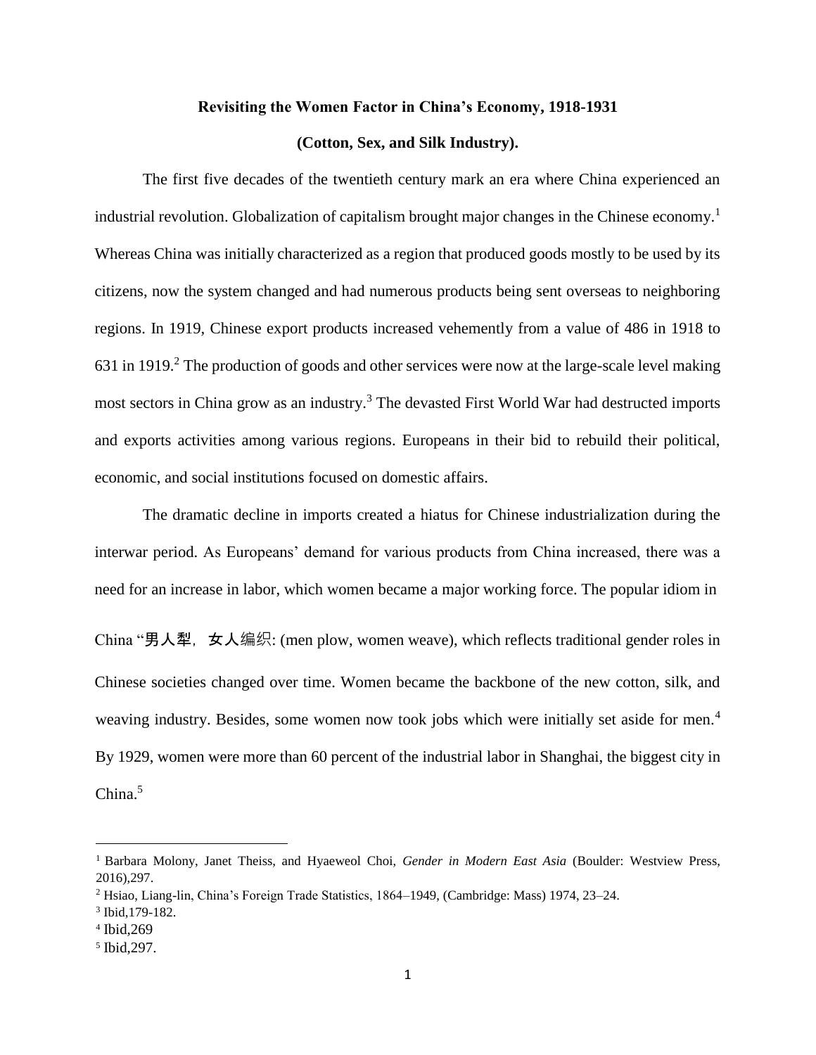**Revisiting the Women Factor in China's Economy, 1918-1931**

**(Cotton, Sex, and Silk Industry).**

The first five decades of the twentieth century mark an era where China experienced an industrial revolution. Globalization of capitalism brought major changes in the Chinese economy.[1] Whereas China was initially characterized as a region that produced goods mostly to be used by its citizens, now the system changed and had numerous products being sent overseas to neighboring regions. In 1919, Chinese export products increased vehemently from a value of 486 in 1918 to 631 in 1919.[2] The production of goods and other services were now at the large-scale level making most sectors in China grow as an industry.[3] The devasted First World War had destructed imports and exports activities among various regions. Europeans in their bid to rebuild their political, economic, and social institutions focused on domestic affairs.

The dramatic decline in imports created a hiatus for Chinese industrialization during the interwar period. As Europeans' demand for various products from China increased, there was a need for an increase in labor, which women became a major working force. The popular idiom in China "男人犁，女人编织: (men plow, women weave), which reflects traditional gender roles in Chinese societies changed over time. Women became the backbone of the new cotton, silk, and weaving industry. Besides, some women now took jobs which were initially set aside for men.[4] By 1929, women were more than 60 percent of the industrial labor in Shanghai, the biggest city in China.[5]

---

[1] Barbara Molony, Janet Theiss, and Hyaeweol Choi, *Gender in Modern East Asia* (Boulder: Westview Press, 2016),297.

[2] Hsiao, Liang-lin, China's Foreign Trade Statistics, 1864–1949, (Cambridge: Mass) 1974, 23–24.

[3] Ibid,179-182.

[4] Ibid,269

[5] Ibid,297.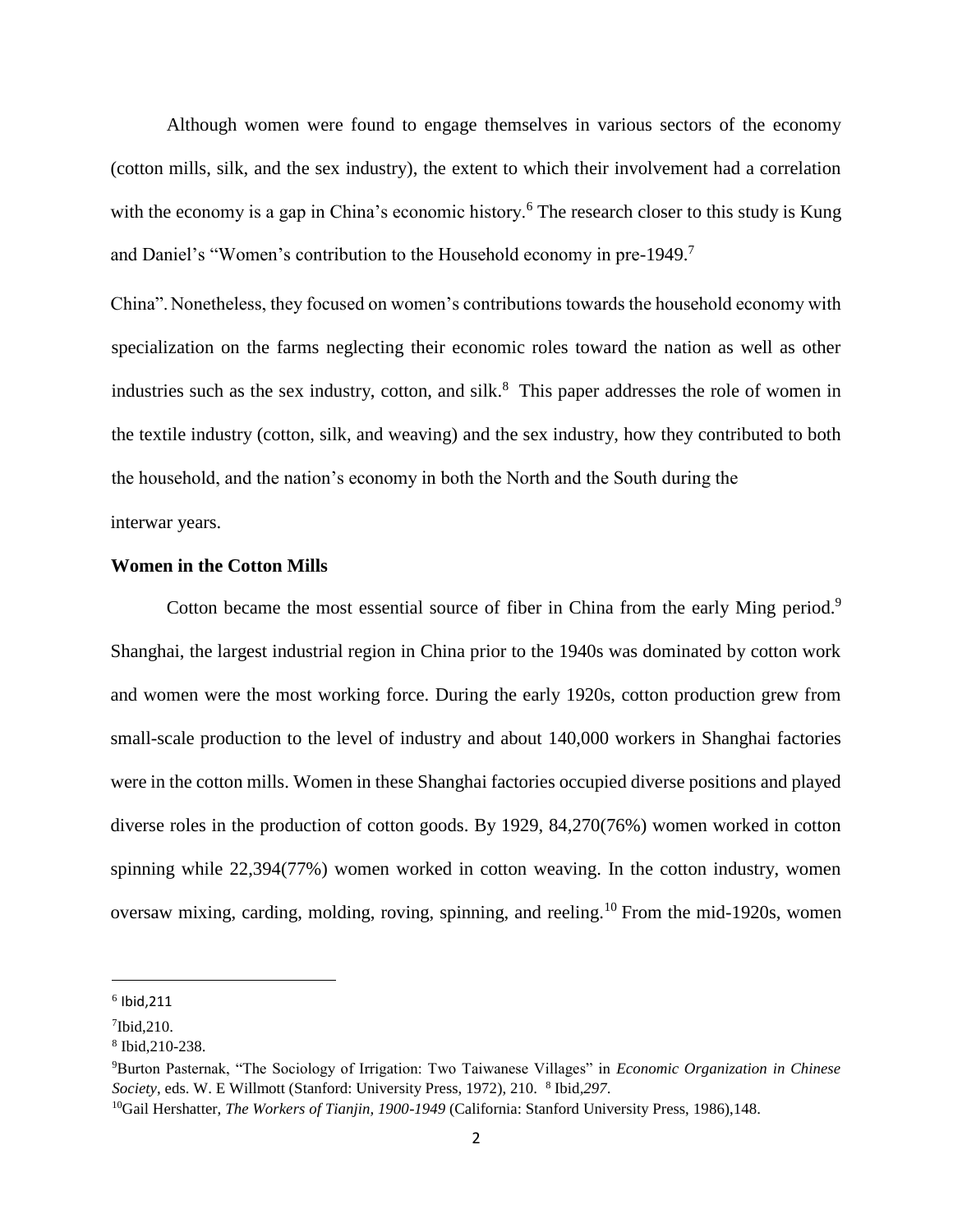Although women were found to engage themselves in various sectors of the economy (cotton mills, silk, and the sex industry), the extent to which their involvement had a correlation with the economy is a gap in China's economic history.[6] The research closer to this study is Kung and Daniel's "Women's contribution to the Household economy in pre-1949.[7] China". Nonetheless, they focused on women's contributions towards the household economy with specialization on the farms neglecting their economic roles toward the nation as well as other industries such as the sex industry, cotton, and silk.[8] This paper addresses the role of women in the textile industry (cotton, silk, and weaving) and the sex industry, how they contributed to both the household, and the nation's economy in both the North and the South during the interwar years.

**Women in the Cotton Mills**

Cotton became the most essential source of fiber in China from the early Ming period.[9] Shanghai, the largest industrial region in China prior to the 1940s was dominated by cotton work and women were the most working force. During the early 1920s, cotton production grew from small-scale production to the level of industry and about 140,000 workers in Shanghai factories were in the cotton mills. Women in these Shanghai factories occupied diverse positions and played diverse roles in the production of cotton goods. By 1929, 84,270(76%) women worked in cotton spinning while 22,394(77%) women worked in cotton weaving. In the cotton industry, women oversaw mixing, carding, molding, roving, spinning, and reeling.[10] From the mid-1920s, women

---

[6] Ibid,211

[7] Ibid,210.

[8] Ibid,210-238.

[9] Burton Pasternak, "The Sociology of Irrigation: Two Taiwanese Villages" in *Economic Organization in Chinese Society*, eds. W. E Willmott (Stanford: University Press, 1972), 210. [8] Ibid,*297.*

[10] Gail Hershatter, *The Workers of Tianjin, 1900-1949* (California: Stanford University Press, 1986),148.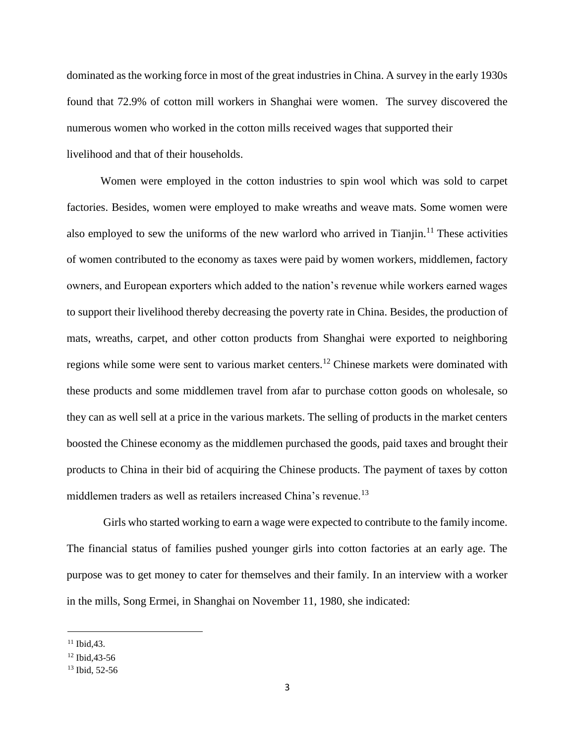dominated as the working force in most of the great industries in China. A survey in the early 1930s found that 72.9% of cotton mill workers in Shanghai were women. The survey discovered the numerous women who worked in the cotton mills received wages that supported their livelihood and that of their households.

Women were employed in the cotton industries to spin wool which was sold to carpet factories. Besides, women were employed to make wreaths and weave mats. Some women were also employed to sew the uniforms of the new warlord who arrived in Tianjin.[11] These activities of women contributed to the economy as taxes were paid by women workers, middlemen, factory owners, and European exporters which added to the nation's revenue while workers earned wages to support their livelihood thereby decreasing the poverty rate in China. Besides, the production of mats, wreaths, carpet, and other cotton products from Shanghai were exported to neighboring regions while some were sent to various market centers.[12] Chinese markets were dominated with these products and some middlemen travel from afar to purchase cotton goods on wholesale, so they can as well sell at a price in the various markets. The selling of products in the market centers boosted the Chinese economy as the middlemen purchased the goods, paid taxes and brought their products to China in their bid of acquiring the Chinese products. The payment of taxes by cotton middlemen traders as well as retailers increased China's revenue.[13]

Girls who started working to earn a wage were expected to contribute to the family income. The financial status of families pushed younger girls into cotton factories at an early age. The purpose was to get money to cater for themselves and their family. In an interview with a worker in the mills, Song Ermei, in Shanghai on November 11, 1980, she indicated:

---

[11] Ibid,43.

[12] Ibid,43-56

[13] Ibid, 52-56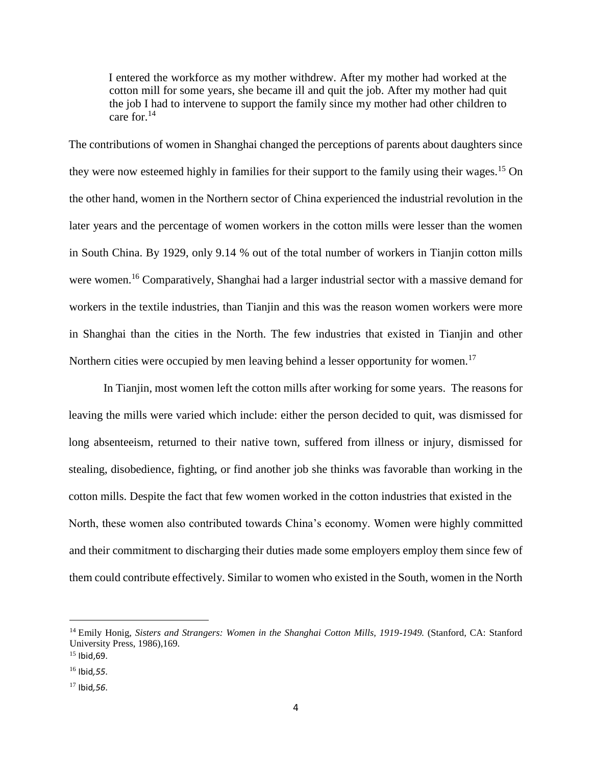> I entered the workforce as my mother withdrew. After my mother had worked at the cotton mill for some years, she became ill and quit the job. After my mother had quit the job I had to intervene to support the family since my mother had other children to care for.[14]

The contributions of women in Shanghai changed the perceptions of parents about daughters since they were now esteemed highly in families for their support to the family using their wages.[15] On the other hand, women in the Northern sector of China experienced the industrial revolution in the later years and the percentage of women workers in the cotton mills were lesser than the women in South China. By 1929, only 9.14 % out of the total number of workers in Tianjin cotton mills were women.[16] Comparatively, Shanghai had a larger industrial sector with a massive demand for workers in the textile industries, than Tianjin and this was the reason women workers were more in Shanghai than the cities in the North. The few industries that existed in Tianjin and other Northern cities were occupied by men leaving behind a lesser opportunity for women.[17]

In Tianjin, most women left the cotton mills after working for some years. The reasons for leaving the mills were varied which include: either the person decided to quit, was dismissed for long absenteeism, returned to their native town, suffered from illness or injury, dismissed for stealing, disobedience, fighting, or find another job she thinks was favorable than working in the cotton mills. Despite the fact that few women worked in the cotton industries that existed in the North, these women also contributed towards China's economy. Women were highly committed and their commitment to discharging their duties made some employers employ them since few of them could contribute effectively. Similar to women who existed in the South, women in the North

---

[14] Emily Honig, *Sisters and Strangers: Women in the Shanghai Cotton Mills, 1919-1949.* (Stanford, CA: Stanford University Press, 1986),169.

[15] Ibid,69.

[16] Ibid,*55*.

[17] Ibid,*56*.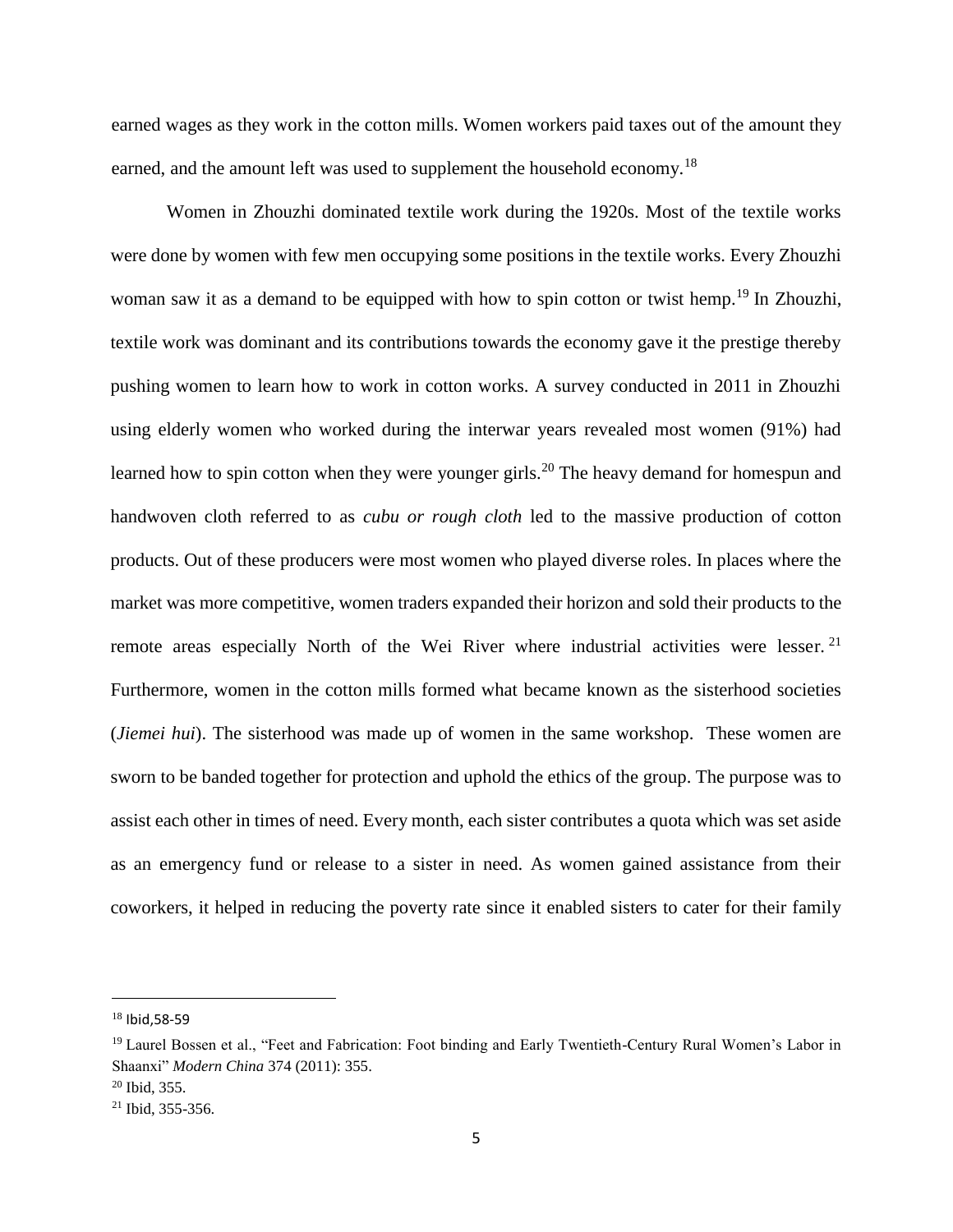earned wages as they work in the cotton mills. Women workers paid taxes out of the amount they earned, and the amount left was used to supplement the household economy.[18]

Women in Zhouzhi dominated textile work during the 1920s. Most of the textile works were done by women with few men occupying some positions in the textile works. Every Zhouzhi woman saw it as a demand to be equipped with how to spin cotton or twist hemp.[19] In Zhouzhi, textile work was dominant and its contributions towards the economy gave it the prestige thereby pushing women to learn how to work in cotton works. A survey conducted in 2011 in Zhouzhi using elderly women who worked during the interwar years revealed most women (91%) had learned how to spin cotton when they were younger girls.[20] The heavy demand for homespun and handwoven cloth referred to as *cubu or rough cloth* led to the massive production of cotton products. Out of these producers were most women who played diverse roles. In places where the market was more competitive, women traders expanded their horizon and sold their products to the remote areas especially North of the Wei River where industrial activities were lesser.[21] Furthermore, women in the cotton mills formed what became known as the sisterhood societies (*Jiemei hui*). The sisterhood was made up of women in the same workshop. These women are sworn to be banded together for protection and uphold the ethics of the group. The purpose was to assist each other in times of need. Every month, each sister contributes a quota which was set aside as an emergency fund or release to a sister in need. As women gained assistance from their coworkers, it helped in reducing the poverty rate since it enabled sisters to cater for their family

---

[18] Ibid,58-59

[19] Laurel Bossen et al., "Feet and Fabrication: Foot binding and Early Twentieth-Century Rural Women's Labor in Shaanxi" *Modern China* 374 (2011): 355.

[20] Ibid, 355.

[21] Ibid, 355-356.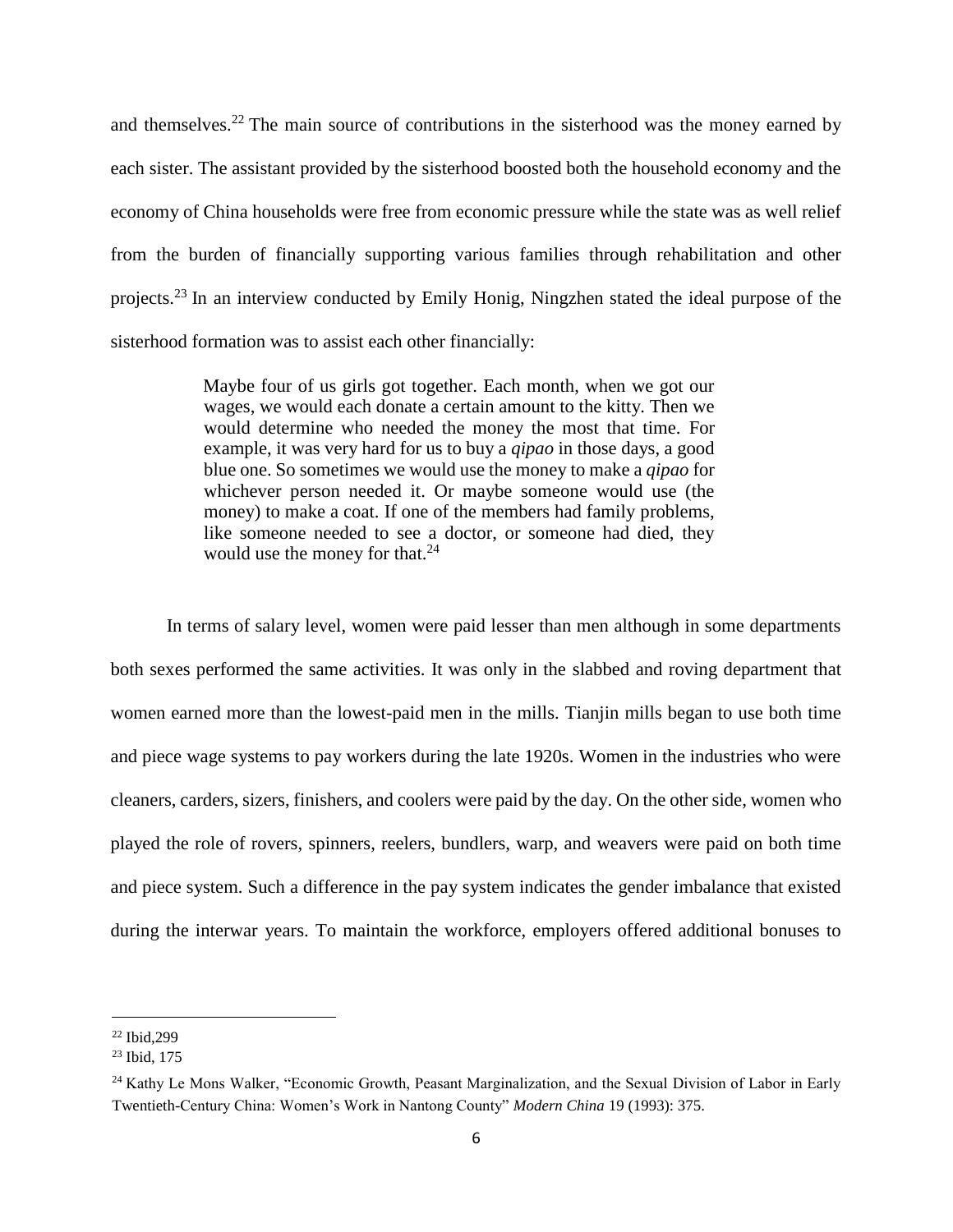and themselves.[22] The main source of contributions in the sisterhood was the money earned by each sister. The assistant provided by the sisterhood boosted both the household economy and the economy of China households were free from economic pressure while the state was as well relief from the burden of financially supporting various families through rehabilitation and other projects.[23] In an interview conducted by Emily Honig, Ningzhen stated the ideal purpose of the sisterhood formation was to assist each other financially:

> Maybe four of us girls got together. Each month, when we got our wages, we would each donate a certain amount to the kitty. Then we would determine who needed the money the most that time. For example, it was very hard for us to buy a *qipao* in those days, a good blue one. So sometimes we would use the money to make a *qipao* for whichever person needed it. Or maybe someone would use (the money) to make a coat. If one of the members had family problems, like someone needed to see a doctor, or someone had died, they would use the money for that.[24]

In terms of salary level, women were paid lesser than men although in some departments both sexes performed the same activities. It was only in the slabbed and roving department that women earned more than the lowest-paid men in the mills. Tianjin mills began to use both time and piece wage systems to pay workers during the late 1920s. Women in the industries who were cleaners, carders, sizers, finishers, and coolers were paid by the day. On the other side, women who played the role of rovers, spinners, reelers, bundlers, warp, and weavers were paid on both time and piece system. Such a difference in the pay system indicates the gender imbalance that existed during the interwar years. To maintain the workforce, employers offered additional bonuses to

---

[22] Ibid,299

[23] Ibid, 175

[24] Kathy Le Mons Walker, "Economic Growth, Peasant Marginalization, and the Sexual Division of Labor in Early Twentieth-Century China: Women's Work in Nantong County" *Modern China* 19 (1993): 375.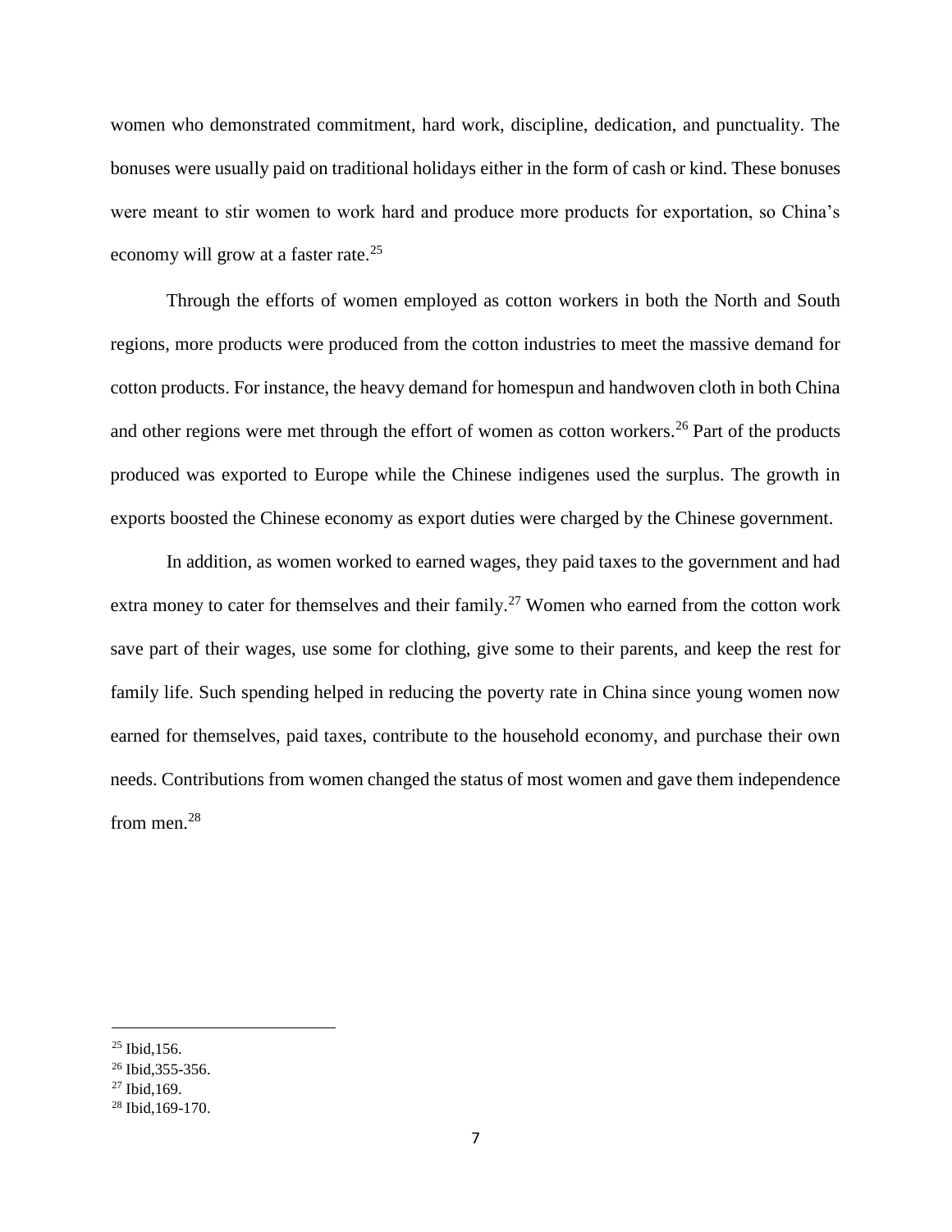women who demonstrated commitment, hard work, discipline, dedication, and punctuality. The bonuses were usually paid on traditional holidays either in the form of cash or kind. These bonuses were meant to stir women to work hard and produce more products for exportation, so China's economy will grow at a faster rate.[25]

Through the efforts of women employed as cotton workers in both the North and South regions, more products were produced from the cotton industries to meet the massive demand for cotton products. For instance, the heavy demand for homespun and handwoven cloth in both China and other regions were met through the effort of women as cotton workers.[26] Part of the products produced was exported to Europe while the Chinese indigenes used the surplus. The growth in exports boosted the Chinese economy as export duties were charged by the Chinese government.

In addition, as women worked to earned wages, they paid taxes to the government and had extra money to cater for themselves and their family.[27] Women who earned from the cotton work save part of their wages, use some for clothing, give some to their parents, and keep the rest for family life. Such spending helped in reducing the poverty rate in China since young women now earned for themselves, paid taxes, contribute to the household economy, and purchase their own needs. Contributions from women changed the status of most women and gave them independence from men.[28]

---

[25] Ibid,156.

[26] Ibid,355-356.

[27] Ibid,169.

[28] Ibid,169-170.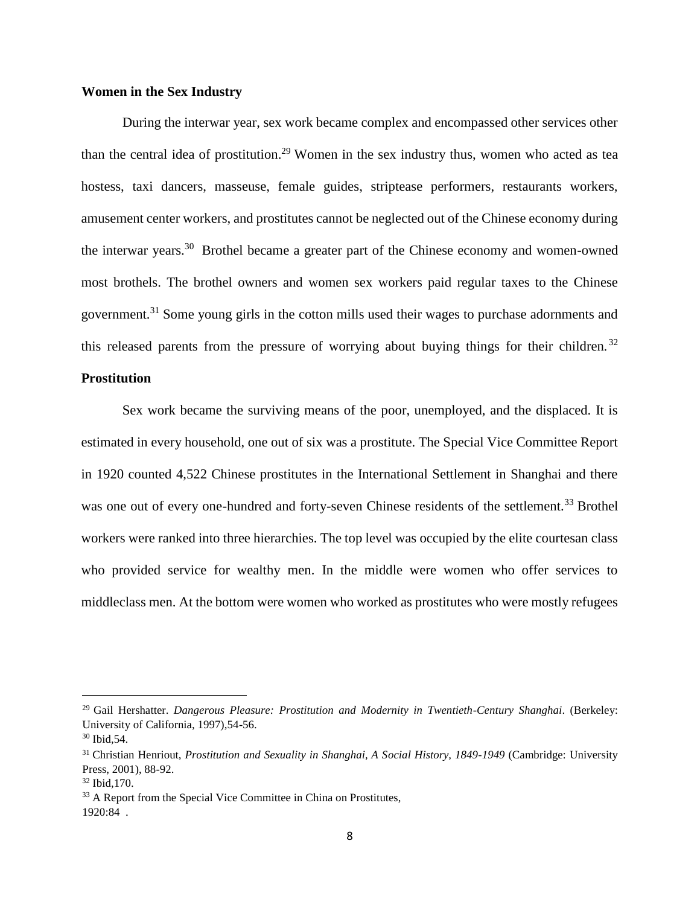**Women in the Sex Industry**

During the interwar year, sex work became complex and encompassed other services other than the central idea of prostitution.[29] Women in the sex industry thus, women who acted as tea hostess, taxi dancers, masseuse, female guides, striptease performers, restaurants workers, amusement center workers, and prostitutes cannot be neglected out of the Chinese economy during the interwar years.[30] Brothel became a greater part of the Chinese economy and women-owned most brothels. The brothel owners and women sex workers paid regular taxes to the Chinese government.[31] Some young girls in the cotton mills used their wages to purchase adornments and this released parents from the pressure of worrying about buying things for their children.[32]

**Prostitution**

Sex work became the surviving means of the poor, unemployed, and the displaced. It is estimated in every household, one out of six was a prostitute. The Special Vice Committee Report in 1920 counted 4,522 Chinese prostitutes in the International Settlement in Shanghai and there was one out of every one-hundred and forty-seven Chinese residents of the settlement.[33] Brothel workers were ranked into three hierarchies. The top level was occupied by the elite courtesan class who provided service for wealthy men. In the middle were women who offer services to middleclass men. At the bottom were women who worked as prostitutes who were mostly refugees

---

[29] Gail Hershatter. *Dangerous Pleasure: Prostitution and Modernity in Twentieth-Century Shanghai*. (Berkeley: University of California, 1997),54-56.

[30] Ibid,54.

[31] Christian Henriout, *Prostitution and Sexuality in Shanghai, A Social History, 1849-1949* (Cambridge: University Press, 2001), 88-92.

[32] Ibid,170.

[33] A Report from the Special Vice Committee in China on Prostitutes, 1920:84 .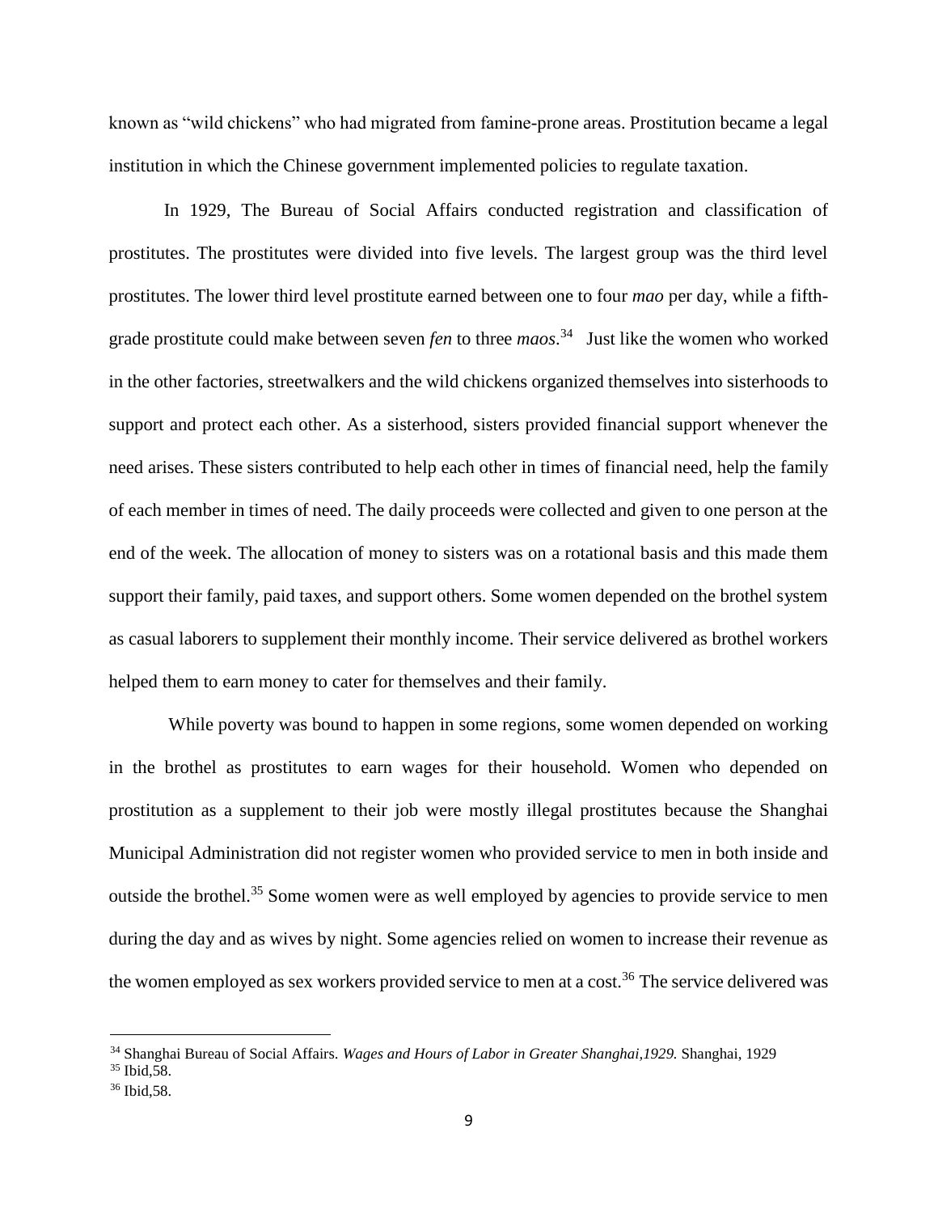known as "wild chickens" who had migrated from famine-prone areas. Prostitution became a legal institution in which the Chinese government implemented policies to regulate taxation.

In 1929, The Bureau of Social Affairs conducted registration and classification of prostitutes. The prostitutes were divided into five levels. The largest group was the third level prostitutes. The lower third level prostitute earned between one to four *mao* per day, while a fifth-grade prostitute could make between seven *fen* to three *maos*.[34] Just like the women who worked in the other factories, streetwalkers and the wild chickens organized themselves into sisterhoods to support and protect each other. As a sisterhood, sisters provided financial support whenever the need arises. These sisters contributed to help each other in times of financial need, help the family of each member in times of need. The daily proceeds were collected and given to one person at the end of the week. The allocation of money to sisters was on a rotational basis and this made them support their family, paid taxes, and support others. Some women depended on the brothel system as casual laborers to supplement their monthly income. Their service delivered as brothel workers helped them to earn money to cater for themselves and their family.

While poverty was bound to happen in some regions, some women depended on working in the brothel as prostitutes to earn wages for their household. Women who depended on prostitution as a supplement to their job were mostly illegal prostitutes because the Shanghai Municipal Administration did not register women who provided service to men in both inside and outside the brothel.[35] Some women were as well employed by agencies to provide service to men during the day and as wives by night. Some agencies relied on women to increase their revenue as the women employed as sex workers provided service to men at a cost.[36] The service delivered was

---

[34] Shanghai Bureau of Social Affairs. *Wages and Hours of Labor in Greater Shanghai,1929.* Shanghai, 1929

[35] Ibid,58.

[36] Ibid,58.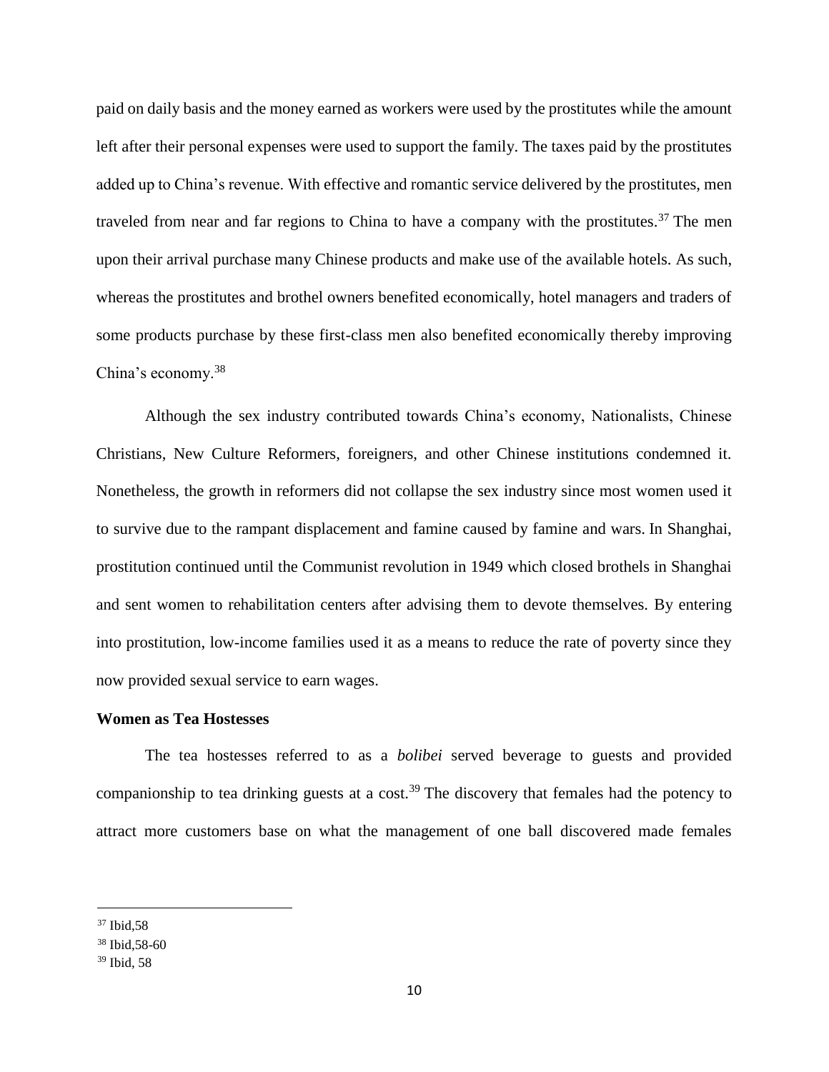paid on daily basis and the money earned as workers were used by the prostitutes while the amount left after their personal expenses were used to support the family. The taxes paid by the prostitutes added up to China's revenue. With effective and romantic service delivered by the prostitutes, men traveled from near and far regions to China to have a company with the prostitutes.[37] The men upon their arrival purchase many Chinese products and make use of the available hotels. As such, whereas the prostitutes and brothel owners benefited economically, hotel managers and traders of some products purchase by these first-class men also benefited economically thereby improving China's economy.[38]

Although the sex industry contributed towards China's economy, Nationalists, Chinese Christians, New Culture Reformers, foreigners, and other Chinese institutions condemned it. Nonetheless, the growth in reformers did not collapse the sex industry since most women used it to survive due to the rampant displacement and famine caused by famine and wars. In Shanghai, prostitution continued until the Communist revolution in 1949 which closed brothels in Shanghai and sent women to rehabilitation centers after advising them to devote themselves. By entering into prostitution, low-income families used it as a means to reduce the rate of poverty since they now provided sexual service to earn wages.

**Women as Tea Hostesses**

The tea hostesses referred to as a *bolibei* served beverage to guests and provided companionship to tea drinking guests at a cost.[39] The discovery that females had the potency to attract more customers base on what the management of one ball discovered made females

---

[37] Ibid,58

[38] Ibid,58-60

[39] Ibid, 58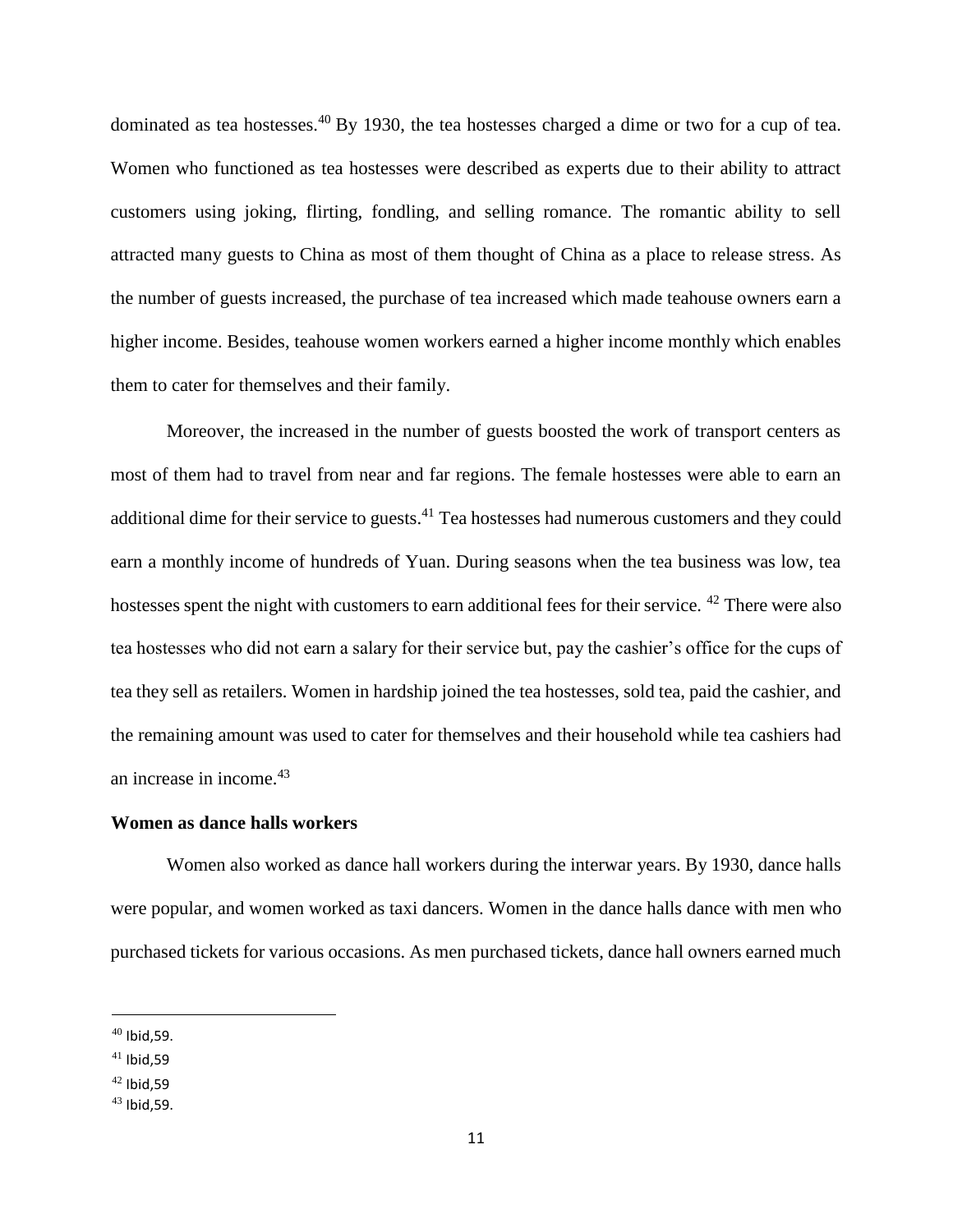dominated as tea hostesses.[40] By 1930, the tea hostesses charged a dime or two for a cup of tea. Women who functioned as tea hostesses were described as experts due to their ability to attract customers using joking, flirting, fondling, and selling romance. The romantic ability to sell attracted many guests to China as most of them thought of China as a place to release stress. As the number of guests increased, the purchase of tea increased which made teahouse owners earn a higher income. Besides, teahouse women workers earned a higher income monthly which enables them to cater for themselves and their family.

Moreover, the increased in the number of guests boosted the work of transport centers as most of them had to travel from near and far regions. The female hostesses were able to earn an additional dime for their service to guests.[41] Tea hostesses had numerous customers and they could earn a monthly income of hundreds of Yuan. During seasons when the tea business was low, tea hostesses spent the night with customers to earn additional fees for their service. [42] There were also tea hostesses who did not earn a salary for their service but, pay the cashier's office for the cups of tea they sell as retailers. Women in hardship joined the tea hostesses, sold tea, paid the cashier, and the remaining amount was used to cater for themselves and their household while tea cashiers had an increase in income.[43]

**Women as dance halls workers**

Women also worked as dance hall workers during the interwar years. By 1930, dance halls were popular, and women worked as taxi dancers. Women in the dance halls dance with men who purchased tickets for various occasions. As men purchased tickets, dance hall owners earned much

---

[40] Ibid,59.

[41] Ibid,59

[42] Ibid,59

[43] Ibid,59.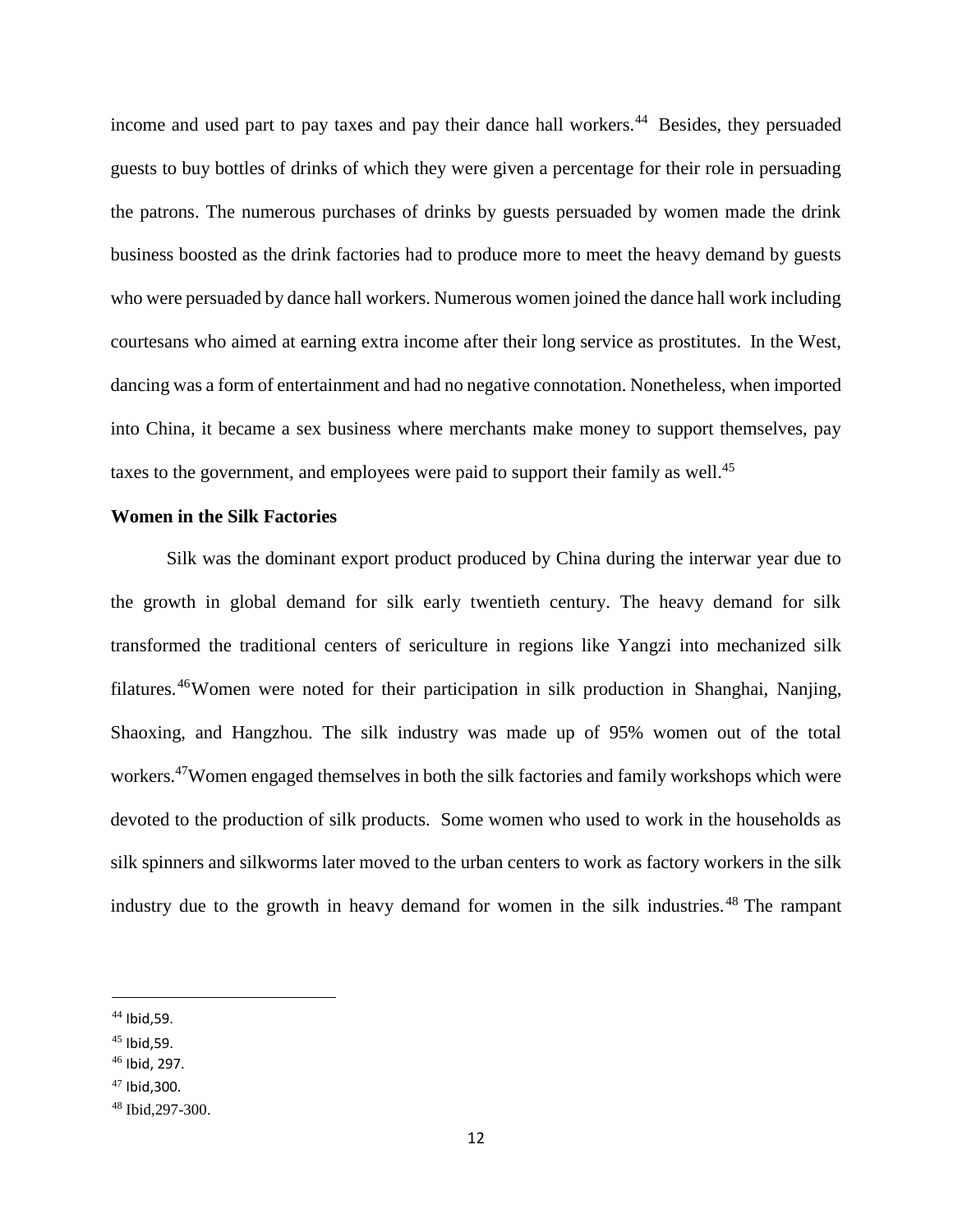income and used part to pay taxes and pay their dance hall workers.[44] Besides, they persuaded guests to buy bottles of drinks of which they were given a percentage for their role in persuading the patrons. The numerous purchases of drinks by guests persuaded by women made the drink business boosted as the drink factories had to produce more to meet the heavy demand by guests who were persuaded by dance hall workers. Numerous women joined the dance hall work including courtesans who aimed at earning extra income after their long service as prostitutes. In the West, dancing was a form of entertainment and had no negative connotation. Nonetheless, when imported into China, it became a sex business where merchants make money to support themselves, pay taxes to the government, and employees were paid to support their family as well.[45]

**Women in the Silk Factories**

Silk was the dominant export product produced by China during the interwar year due to the growth in global demand for silk early twentieth century. The heavy demand for silk transformed the traditional centers of sericulture in regions like Yangzi into mechanized silk filatures.[46] Women were noted for their participation in silk production in Shanghai, Nanjing, Shaoxing, and Hangzhou. The silk industry was made up of 95% women out of the total workers.[47] Women engaged themselves in both the silk factories and family workshops which were devoted to the production of silk products. Some women who used to work in the households as silk spinners and silkworms later moved to the urban centers to work as factory workers in the silk industry due to the growth in heavy demand for women in the silk industries.[48] The rampant

---

[44] Ibid,59.

[45] Ibid,59.

[46] Ibid, 297.

[47] Ibid,300.

[48] Ibid,297-300.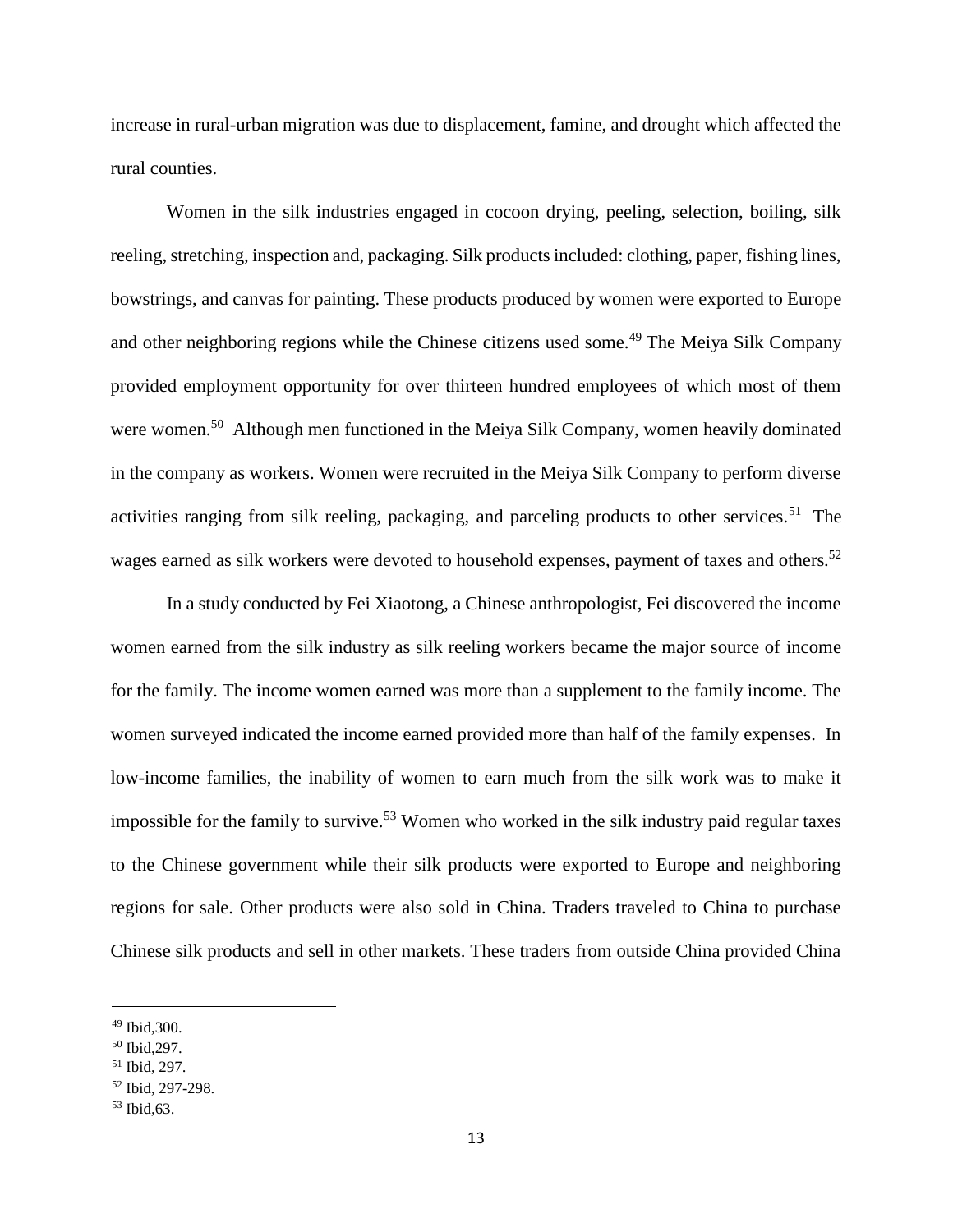increase in rural-urban migration was due to displacement, famine, and drought which affected the rural counties.

Women in the silk industries engaged in cocoon drying, peeling, selection, boiling, silk reeling, stretching, inspection and, packaging. Silk products included: clothing, paper, fishing lines, bowstrings, and canvas for painting. These products produced by women were exported to Europe and other neighboring regions while the Chinese citizens used some.[49] The Meiya Silk Company provided employment opportunity for over thirteen hundred employees of which most of them were women.[50] Although men functioned in the Meiya Silk Company, women heavily dominated in the company as workers. Women were recruited in the Meiya Silk Company to perform diverse activities ranging from silk reeling, packaging, and parceling products to other services.[51] The wages earned as silk workers were devoted to household expenses, payment of taxes and others.[52]

In a study conducted by Fei Xiaotong, a Chinese anthropologist, Fei discovered the income women earned from the silk industry as silk reeling workers became the major source of income for the family. The income women earned was more than a supplement to the family income. The women surveyed indicated the income earned provided more than half of the family expenses. In low-income families, the inability of women to earn much from the silk work was to make it impossible for the family to survive.[53] Women who worked in the silk industry paid regular taxes to the Chinese government while their silk products were exported to Europe and neighboring regions for sale. Other products were also sold in China. Traders traveled to China to purchase Chinese silk products and sell in other markets. These traders from outside China provided China

---

[49] Ibid,300.

[50] Ibid,297.

[51] Ibid, 297.

[52] Ibid, 297-298.

[53] Ibid,63.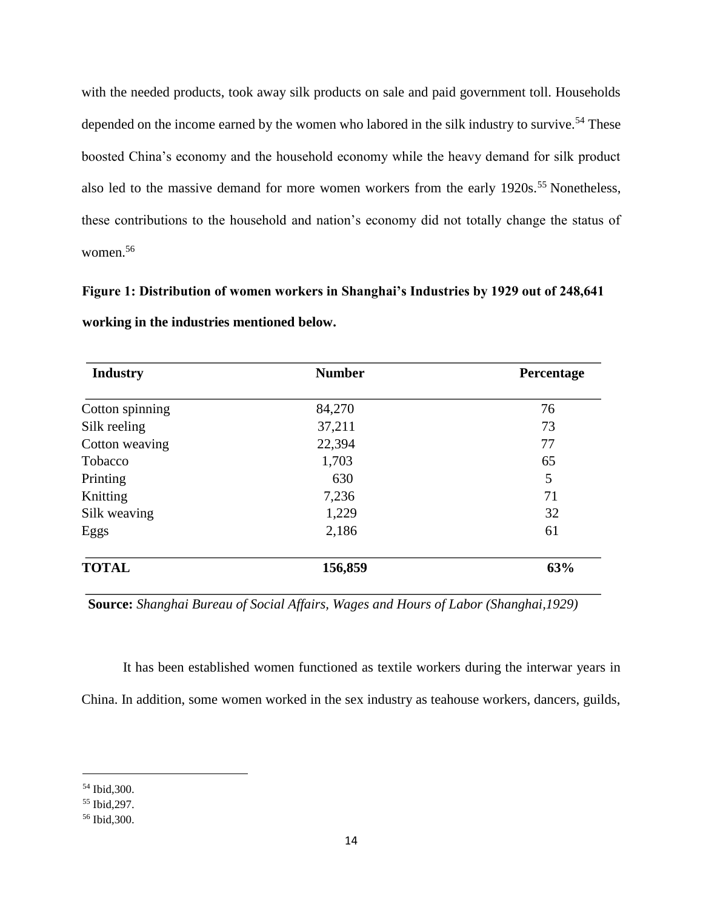with the needed products, took away silk products on sale and paid government toll. Households depended on the income earned by the women who labored in the silk industry to survive.[54] These boosted China's economy and the household economy while the heavy demand for silk product also led to the massive demand for more women workers from the early 1920s.[55] Nonetheless, these contributions to the household and nation's economy did not totally change the status of women.[56]

**Figure 1: Distribution of women workers in Shanghai's Industries by 1929 out of 248,641 working in the industries mentioned below.**

| Industry | Number | Percentage |
|---|---|---|
| Cotton spinning | 84,270 | 76 |
| Silk reeling | 37,211 | 73 |
| Cotton weaving | 22,394 | 77 |
| Tobacco | 1,703 | 65 |
| Printing | 630 | 5 |
| Knitting | 7,236 | 71 |
| Silk weaving | 1,229 | 32 |
| Eggs | 2,186 | 61 |
| **TOTAL** | **156,859** | **63%** |

**Source:** *Shanghai Bureau of Social Affairs, Wages and Hours of Labor (Shanghai,1929)*

It has been established women functioned as textile workers during the interwar years in China. In addition, some women worked in the sex industry as teahouse workers, dancers, guilds,

[54] Ibid,300.
[55] Ibid,297.
[56] Ibid,300.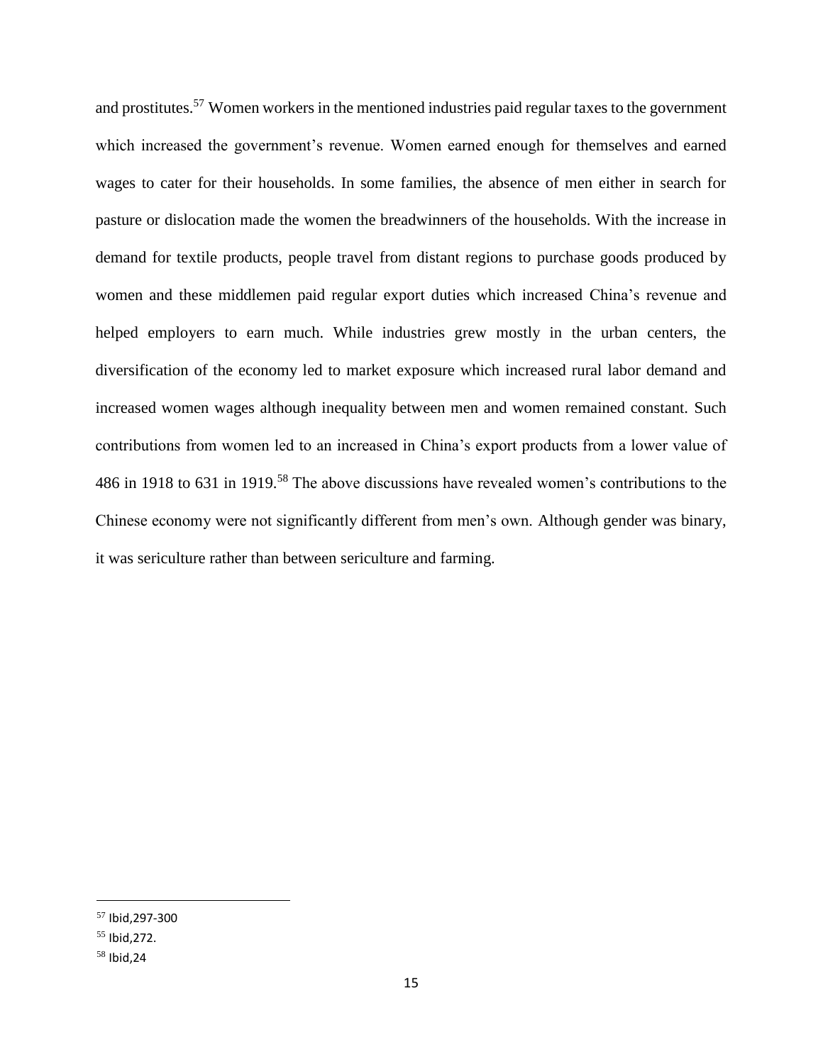and prostitutes.[57] Women workers in the mentioned industries paid regular taxes to the government which increased the government's revenue. Women earned enough for themselves and earned wages to cater for their households. In some families, the absence of men either in search for pasture or dislocation made the women the breadwinners of the households. With the increase in demand for textile products, people travel from distant regions to purchase goods produced by women and these middlemen paid regular export duties which increased China's revenue and helped employers to earn much. While industries grew mostly in the urban centers, the diversification of the economy led to market exposure which increased rural labor demand and increased women wages although inequality between men and women remained constant. Such contributions from women led to an increased in China's export products from a lower value of 486 in 1918 to 631 in 1919.[58] The above discussions have revealed women's contributions to the Chinese economy were not significantly different from men's own. Although gender was binary, it was sericulture rather than between sericulture and farming.

---

[57] Ibid,297-300

[55] Ibid,272.

[58] Ibid,24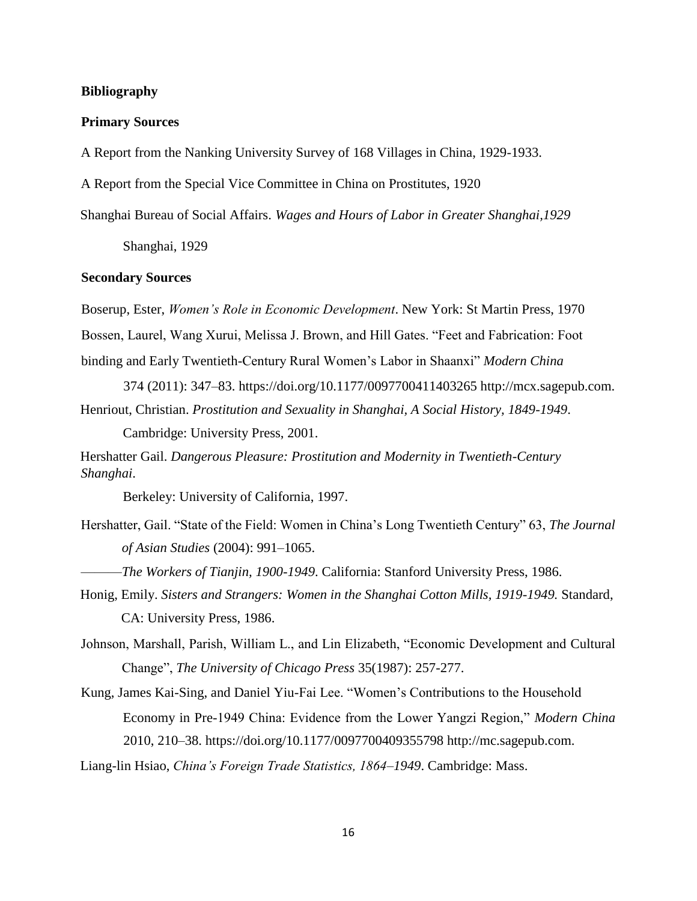**Bibliography**

**Primary Sources**

A Report from the Nanking University Survey of 168 Villages in China, 1929-1933.

A Report from the Special Vice Committee in China on Prostitutes, 1920

Shanghai Bureau of Social Affairs. *Wages and Hours of Labor in Greater Shanghai,1929* Shanghai, 1929

**Secondary Sources**

Boserup, Ester, *Women's Role in Economic Development*. New York: St Martin Press, 1970

Bossen, Laurel, Wang Xurui, Melissa J. Brown, and Hill Gates. "Feet and Fabrication: Foot binding and Early Twentieth-Century Rural Women's Labor in Shaanxi" *Modern China* 374 (2011): 347–83. https://doi.org/10.1177/0097700411403265 http://mcx.sagepub.com.

Henriout, Christian. *Prostitution and Sexuality in Shanghai, A Social History, 1849-1949*. Cambridge: University Press, 2001.

Hershatter Gail. *Dangerous Pleasure: Prostitution and Modernity in Twentieth-Century Shanghai*. Berkeley: University of California, 1997.

Hershatter, Gail. "State of the Field: Women in China's Long Twentieth Century" 63, *The Journal of Asian Studies* (2004): 991–1065.

———*The Workers of Tianjin, 1900-1949*. California: Stanford University Press, 1986.

Honig, Emily. *Sisters and Strangers: Women in the Shanghai Cotton Mills, 1919-1949.* Standard, CA: University Press, 1986.

Johnson, Marshall, Parish, William L., and Lin Elizabeth, "Economic Development and Cultural Change", *The University of Chicago Press* 35(1987): 257-277.

Kung, James Kai-Sing, and Daniel Yiu-Fai Lee. "Women's Contributions to the Household Economy in Pre-1949 China: Evidence from the Lower Yangzi Region," *Modern China* 2010, 210–38. https://doi.org/10.1177/0097700409355798 http://mc.sagepub.com.

Liang-lin Hsiao, *China's Foreign Trade Statistics, 1864–1949*. Cambridge: Mass.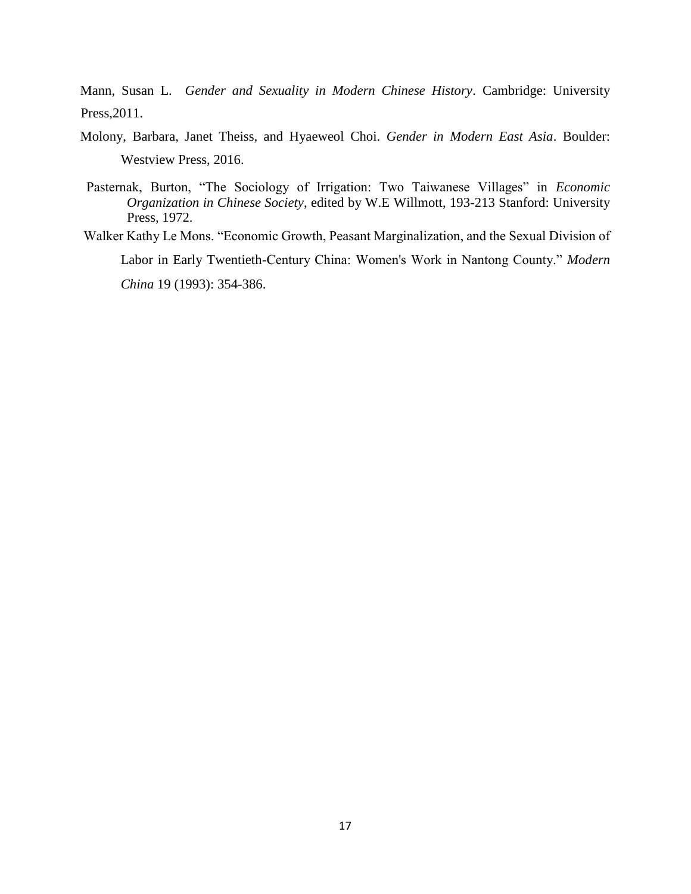Mann, Susan L. *Gender and Sexuality in Modern Chinese History*. Cambridge: University Press,2011.

Molony, Barbara, Janet Theiss, and Hyaeweol Choi. *Gender in Modern East Asia*. Boulder: Westview Press, 2016.

Pasternak, Burton, "The Sociology of Irrigation: Two Taiwanese Villages" in *Economic Organization in Chinese Society*, edited by W.E Willmott, 193-213 Stanford: University Press, 1972.

Walker Kathy Le Mons. "Economic Growth, Peasant Marginalization, and the Sexual Division of Labor in Early Twentieth-Century China: Women's Work in Nantong County." *Modern China* 19 (1993): 354-386.